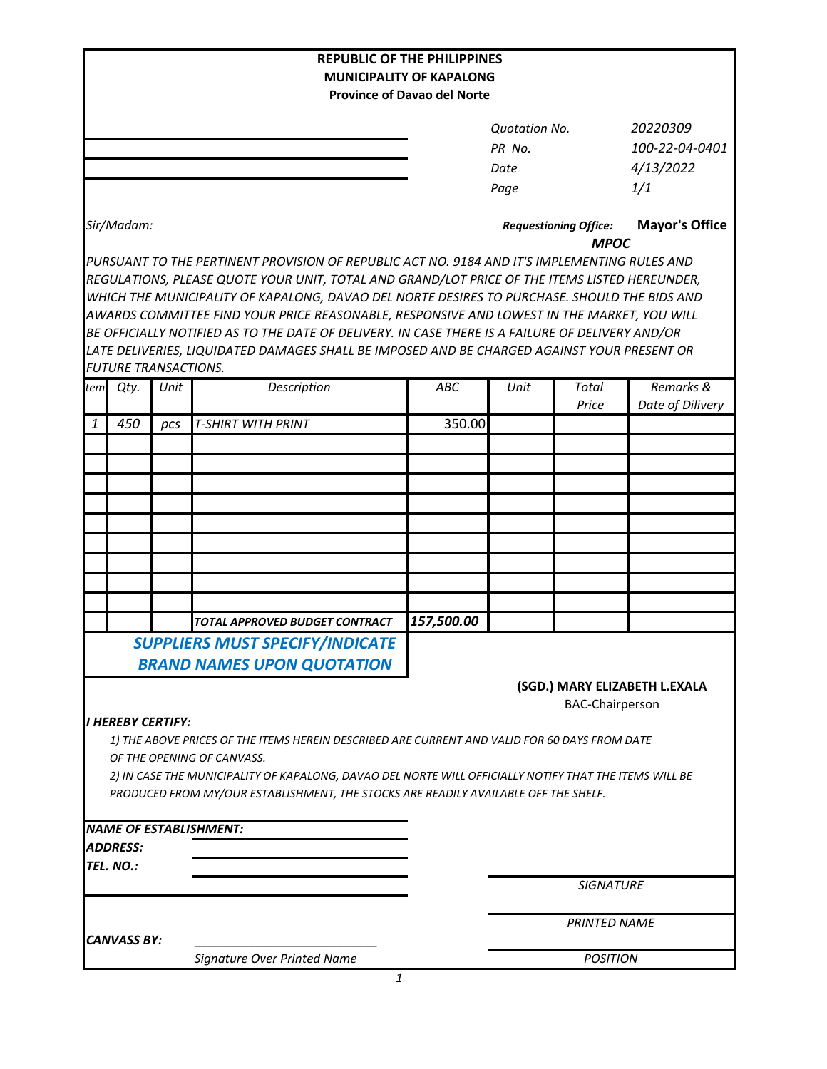**REPUBLIC OF THE PHILIPPINES**
**MUNICIPALITY OF KAPALONG**
**Province of Davao del Norte**

| | |
|---|---|
| *Quotation No.* | *20220309* |
| *PR No.* | *100-22-04-0401* |
| *Date* | *4/13/2022* |
| *Page* | *1/1* |

*Sir/Madam:*

***Requestioning Office:*** **Mayor's Office**
***MPOC***

*PURSUANT TO THE PERTINENT PROVISION OF REPUBLIC ACT NO. 9184 AND IT'S IMPLEMENTING RULES AND REGULATIONS, PLEASE QUOTE YOUR UNIT, TOTAL AND GRAND/LOT PRICE OF THE ITEMS LISTED HEREUNDER, WHICH THE MUNICIPALITY OF KAPALONG, DAVAO DEL NORTE DESIRES TO PURCHASE. SHOULD THE BIDS AND AWARDS COMMITTEE FIND YOUR PRICE REASONABLE, RESPONSIVE AND LOWEST IN THE MARKET, YOU WILL BE OFFICIALLY NOTIFIED AS TO THE DATE OF DELIVERY. IN CASE THERE IS A FAILURE OF DELIVERY AND/OR LATE DELIVERIES, LIQUIDATED DAMAGES SHALL BE IMPOSED AND BE CHARGED AGAINST YOUR PRESENT OR FUTURE TRANSACTIONS.*

| *tem* | *Qty.* | *Unit* | *Description* | *ABC* | *Unit* | *Total Price* | *Remarks & Date of Dilivery* |
|---|---|---|---|---|---|---|---|
| *1* | *450* | *pcs* | *T-SHIRT WITH PRINT* | 350.00 | | | |
| | | | | | | | |
| | | | | | | | |
| | | | | | | | |
| | | | | | | | |
| | | | | | | | |
| | | | | | | | |
| | | | | | | | |
| | | | | | | | |
| | | | | | | | |
| | | | ***TOTAL APPROVED BUDGET CONTRACT*** | ***157,500.00*** | | | |

***SUPPLIERS MUST SPECIFY/INDICATE BRAND NAMES UPON QUOTATION***

**(SGD.) MARY ELIZABETH L.EXALA**
BAC-Chairperson

***I HEREBY CERTIFY:***

*1) THE ABOVE PRICES OF THE ITEMS HEREIN DESCRIBED ARE CURRENT AND VALID FOR 60 DAYS FROM DATE OF THE OPENING OF CANVASS.*

*2) IN CASE THE MUNICIPALITY OF KAPALONG, DAVAO DEL NORTE WILL OFFICIALLY NOTIFY THAT THE ITEMS WILL BE PRODUCED FROM MY/OUR ESTABLISHMENT, THE STOCKS ARE READILY AVAILABLE OFF THE SHELF.*

***NAME OF ESTABLISHMENT:*** ____________________

***ADDRESS:*** ____________________

***TEL. NO.:*** ____________________

____________________
*SIGNATURE*

____________________
*PRINTED NAME*

____________________
*POSITION*

***CANVASS BY:*** ____________________
*Signature Over Printed Name*